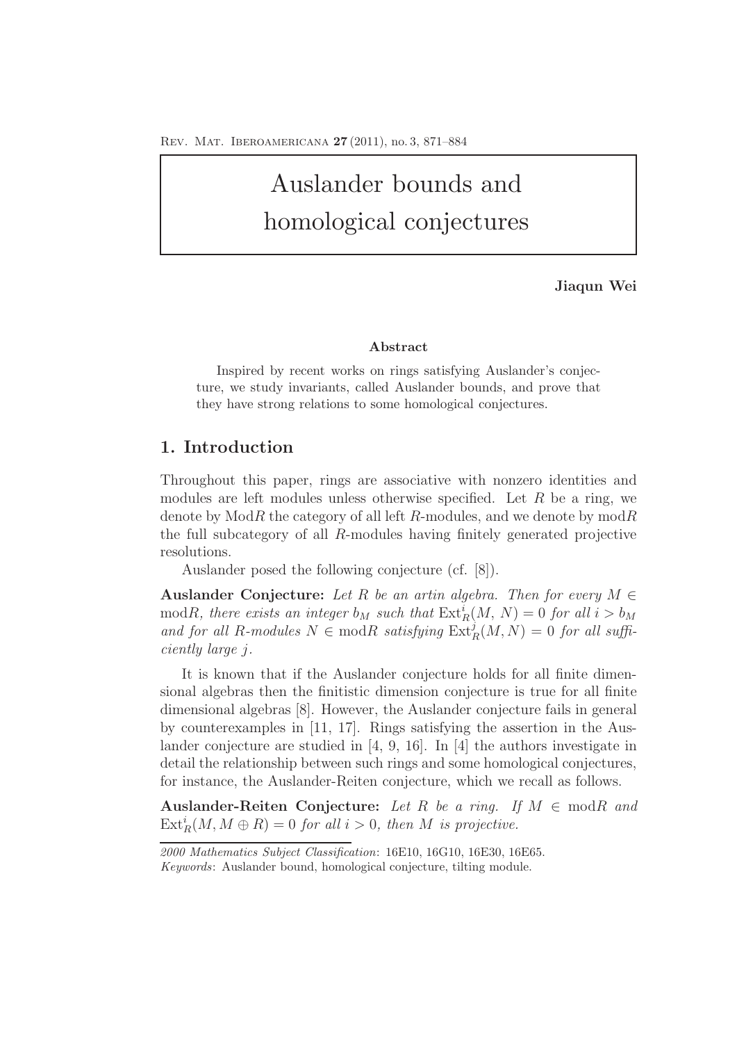# Auslander bounds and homological conjectures

**Jiaqun Wei**

**Abstract**

Inspired by recent works on rings satisfying Auslander's conjecture, we study invariants, called Auslander bounds, and prove that they have strong relations to some homological conjectures.

## 1. Introduction

Throughout this paper, rings are associative with nonzero identities and modules are left modules unless otherwise specified. Let $R$ be a ring, we denote by $\mathrm{Mod}R$ the category of all left $R$-modules, and we denote by $\mathrm{mod}R$ the full subcategory of all $R$-modules having finitely generated projective resolutions.

Auslander posed the following conjecture (cf. [8]).

**Auslander Conjecture:** *Let $R$ be an artin algebra. Then for every $M \in \mathrm{mod}R$, there exists an integer $b_M$ such that $\mathrm{Ext}^i_R(M, N) = 0$ for all $i > b_M$ and for all $R$-modules $N \in \mathrm{mod}R$ satisfying $\mathrm{Ext}^j_R(M, N) = 0$ for all sufficiently large $j$.*

It is known that if the Auslander conjecture holds for all finite dimensional algebras then the finitistic dimension conjecture is true for all finite dimensional algebras [8]. However, the Auslander conjecture fails in general by counterexamples in [11, 17]. Rings satisfying the assertion in the Auslander conjecture are studied in [4, 9, 16]. In [4] the authors investigate in detail the relationship between such rings and some homological conjectures, for instance, the Auslander-Reiten conjecture, which we recall as follows.

**Auslander-Reiten Conjecture:** *Let $R$ be a ring. If $M \in \mathrm{mod}R$ and $\mathrm{Ext}^i_R(M, M \oplus R) = 0$ for all $i > 0$, then $M$ is projective.*

---

*2000 Mathematics Subject Classification*: 16E10, 16G10, 16E30, 16E65.
*Keywords*: Auslander bound, homological conjecture, tilting module.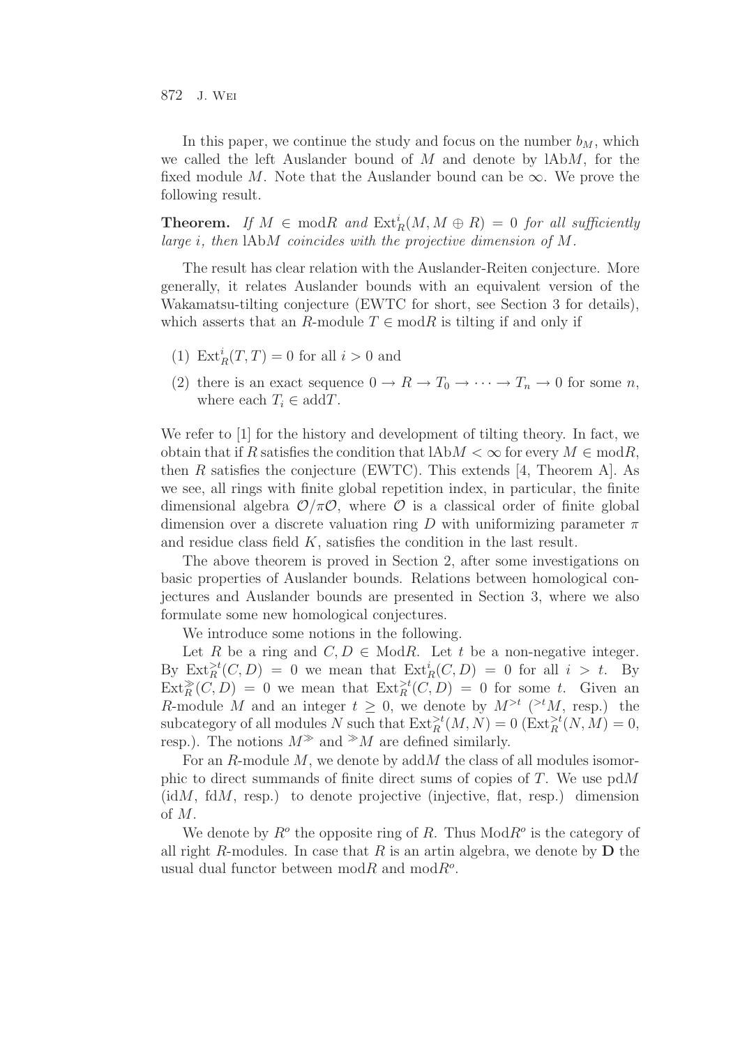In this paper, we continue the study and focus on the number $b_M$, which we called the left Auslander bound of $M$ and denote by $\mathrm{lAb}M$, for the fixed module $M$. Note that the Auslander bound can be $\infty$. We prove the following result.

**Theorem.** *If $M \in \mathrm{mod}R$ and $\mathrm{Ext}_R^i(M, M \oplus R) = 0$ for all sufficiently large $i$, then $\mathrm{lAb}M$ coincides with the projective dimension of $M$.*

The result has clear relation with the Auslander-Reiten conjecture. More generally, it relates Auslander bounds with an equivalent version of the Wakamatsu-tilting conjecture (EWTC for short, see Section 3 for details), which asserts that an $R$-module $T \in \mathrm{mod}R$ is tilting if and only if

(1) $\mathrm{Ext}_R^i(T, T) = 0$ for all $i > 0$ and

(2) there is an exact sequence $0 \to R \to T_0 \to \cdots \to T_n \to 0$ for some $n$, where each $T_i \in \mathrm{add}T$.

We refer to [1] for the history and development of tilting theory. In fact, we obtain that if $R$ satisfies the condition that $\mathrm{lAb}M < \infty$ for every $M \in \mathrm{mod}R$, then $R$ satisfies the conjecture (EWTC). This extends [4, Theorem A]. As we see, all rings with finite global repetition index, in particular, the finite dimensional algebra $\mathcal{O}/\pi\mathcal{O}$, where $\mathcal{O}$ is a classical order of finite global dimension over a discrete valuation ring $D$ with uniformizing parameter $\pi$ and residue class field $K$, satisfies the condition in the last result.

The above theorem is proved in Section 2, after some investigations on basic properties of Auslander bounds. Relations between homological conjectures and Auslander bounds are presented in Section 3, where we also formulate some new homological conjectures.

We introduce some notions in the following.

Let $R$ be a ring and $C, D \in \mathrm{Mod}R$. Let $t$ be a non-negative integer. By $\mathrm{Ext}_R^{>t}(C, D) = 0$ we mean that $\mathrm{Ext}_R^i(C, D) = 0$ for all $i > t$. By $\mathrm{Ext}_R^{\gg}(C, D) = 0$ we mean that $\mathrm{Ext}_R^{>t}(C, D) = 0$ for some $t$. Given an $R$-module $M$ and an integer $t \geq 0$, we denote by $M^{>t}$ (${}^{>t}M$, resp.) the subcategory of all modules $N$ such that $\mathrm{Ext}_R^{>t}(M, N) = 0$ ($\mathrm{Ext}_R^{>t}(N, M) = 0$, resp.). The notions $M^{\gg}$ and ${}^{\gg}M$ are defined similarly.

For an $R$-module $M$, we denote by $\mathrm{add}M$ the class of all modules isomorphic to direct summands of finite direct sums of copies of $T$. We use $\mathrm{pd}M$ ($\mathrm{id}M$, $\mathrm{fd}M$, resp.) to denote projective (injective, flat, resp.) dimension of $M$.

We denote by $R^o$ the opposite ring of $R$. Thus $\mathrm{Mod}R^o$ is the category of all right $R$-modules. In case that $R$ is an artin algebra, we denote by $\mathbf{D}$ the usual dual functor between $\mathrm{mod}R$ and $\mathrm{mod}R^o$.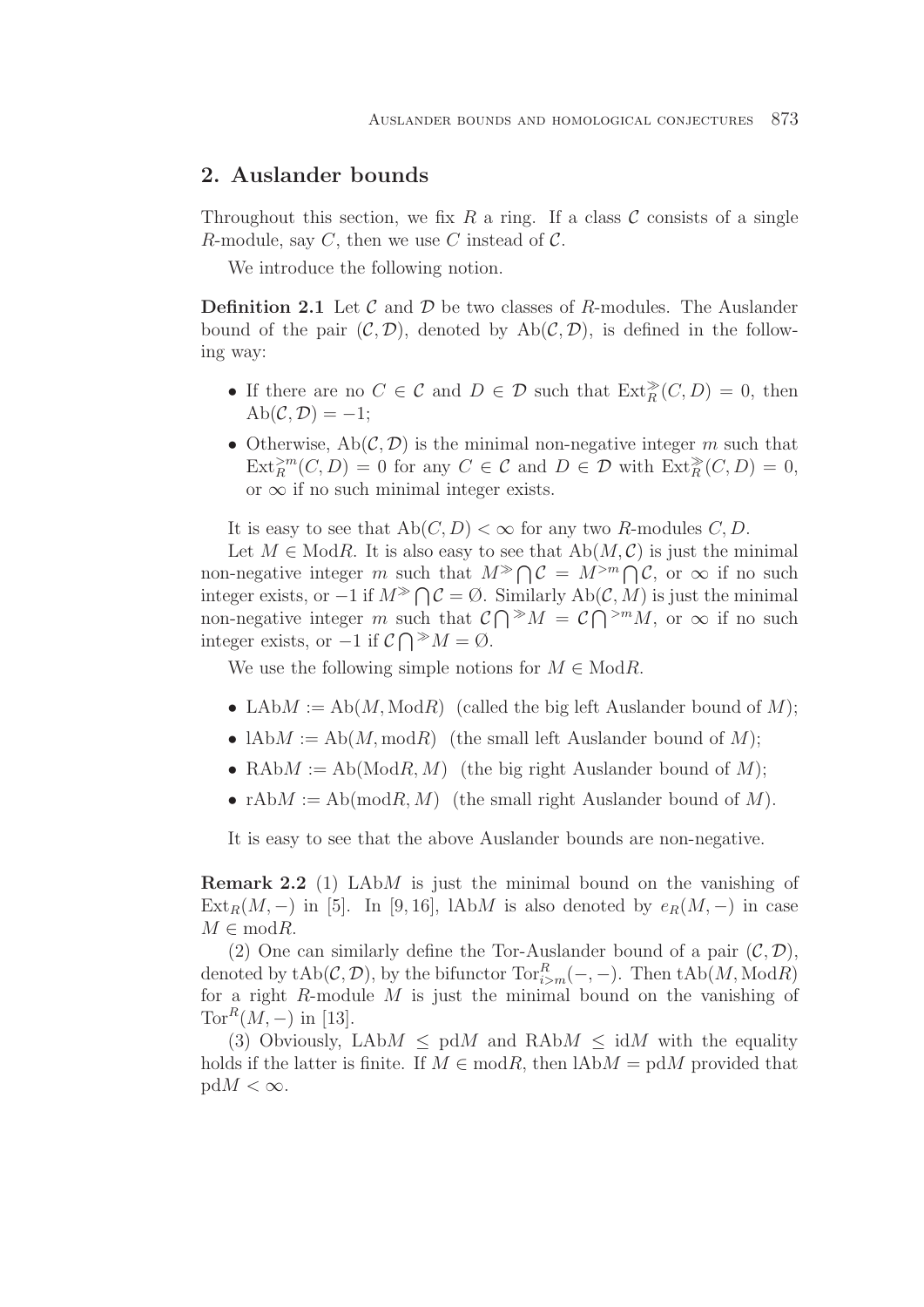## 2. Auslander bounds

Throughout this section, we fix $R$ a ring. If a class $\mathcal{C}$ consists of a single $R$-module, say $C$, then we use $C$ instead of $\mathcal{C}$.

We introduce the following notion.

**Definition 2.1** Let $\mathcal{C}$ and $\mathcal{D}$ be two classes of $R$-modules. The Auslander bound of the pair $(\mathcal{C}, \mathcal{D})$, denoted by $\mathrm{Ab}(\mathcal{C}, \mathcal{D})$, is defined in the following way:

- If there are no $C \in \mathcal{C}$ and $D \in \mathcal{D}$ such that $\mathrm{Ext}_R^{\gg}(C, D) = 0$, then $\mathrm{Ab}(\mathcal{C}, \mathcal{D}) = -1$;
- Otherwise, $\mathrm{Ab}(\mathcal{C}, \mathcal{D})$ is the minimal non-negative integer $m$ such that $\mathrm{Ext}_R^{>m}(C, D) = 0$ for any $C \in \mathcal{C}$ and $D \in \mathcal{D}$ with $\mathrm{Ext}_R^{\gg}(C, D) = 0$, or $\infty$ if no such minimal integer exists.

It is easy to see that $\mathrm{Ab}(C, D) < \infty$ for any two $R$-modules $C, D$.

Let $M \in \mathrm{Mod}R$. It is also easy to see that $\mathrm{Ab}(M, \mathcal{C})$ is just the minimal non-negative integer $m$ such that $M^{\gg} \bigcap \mathcal{C} = M^{>m} \bigcap \mathcal{C}$, or $\infty$ if no such integer exists, or $-1$ if $M^{\gg} \bigcap \mathcal{C} = \emptyset$. Similarly $\mathrm{Ab}(\mathcal{C}, M)$ is just the minimal non-negative integer $m$ such that $\mathcal{C} \bigcap {}^{\gg}M = \mathcal{C} \bigcap {}^{>m}M$, or $\infty$ if no such integer exists, or $-1$ if $\mathcal{C} \bigcap {}^{\gg}M = \emptyset$.

We use the following simple notions for $M \in \mathrm{Mod}R$.

- $\mathrm{LAb}M := \mathrm{Ab}(M, \mathrm{Mod}R)$ (called the big left Auslander bound of $M$);
- $\mathrm{lAb}M := \mathrm{Ab}(M, \mathrm{mod}R)$ (the small left Auslander bound of $M$);
- $\mathrm{RAb}M := \mathrm{Ab}(\mathrm{Mod}R, M)$ (the big right Auslander bound of $M$);
- $\mathrm{rAb}M := \mathrm{Ab}(\mathrm{mod}R, M)$ (the small right Auslander bound of $M$).

It is easy to see that the above Auslander bounds are non-negative.

**Remark 2.2** (1) $\mathrm{LAb}M$ is just the minimal bound on the vanishing of $\mathrm{Ext}_R(M, -)$ in [5]. In [9, 16], $\mathrm{lAb}M$ is also denoted by $e_R(M, -)$ in case $M \in \mathrm{mod}R$.

(2) One can similarly define the Tor-Auslander bound of a pair $(\mathcal{C}, \mathcal{D})$, denoted by $\mathrm{tAb}(\mathcal{C}, \mathcal{D})$, by the bifunctor $\mathrm{Tor}_{i>m}^R(-, -)$. Then $\mathrm{tAb}(M, \mathrm{Mod}R)$ for a right $R$-module $M$ is just the minimal bound on the vanishing of $\mathrm{Tor}^R(M, -)$ in [13].

(3) Obviously, $\mathrm{LAb}M \leq \mathrm{pd}M$ and $\mathrm{RAb}M \leq \mathrm{id}M$ with the equality holds if the latter is finite. If $M \in \mathrm{mod}R$, then $\mathrm{lAb}M = \mathrm{pd}M$ provided that $\mathrm{pd}M < \infty$.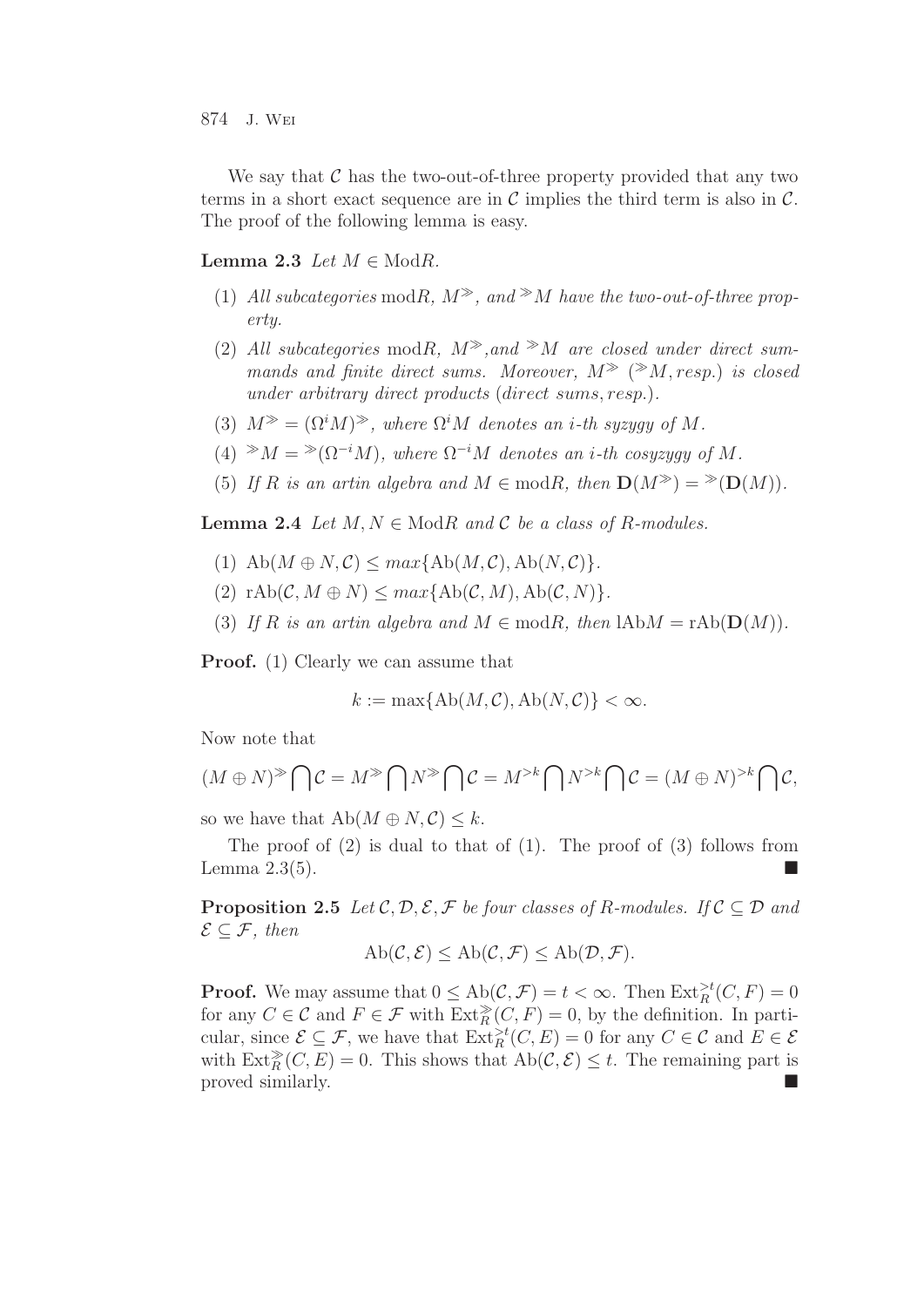We say that $\mathcal{C}$ has the two-out-of-three property provided that any two terms in a short exact sequence are in $\mathcal{C}$ implies the third term is also in $\mathcal{C}$. The proof of the following lemma is easy.

**Lemma 2.3** *Let $M \in \mathrm{Mod}R$.*

1. *All subcategories $\mathrm{mod}R$, $M^{\gg}$, and ${}^{\gg}M$ have the two-out-of-three property.*
2. *All subcategories $\mathrm{mod}R$, $M^{\gg}$, and ${}^{\gg}M$ are closed under direct summands and finite direct sums. Moreover, $M^{\gg}$ (${}^{\gg}M$, resp.) is closed under arbitrary direct products (direct sums, resp.).*
3. *$M^{\gg} = (\Omega^i M)^{\gg}$, where $\Omega^i M$ denotes an $i$-th syzygy of $M$.*
4. *${}^{\gg}M = {}^{\gg}(\Omega^{-i}M)$, where $\Omega^{-i}M$ denotes an $i$-th cosyzygy of $M$.*
5. *If $R$ is an artin algebra and $M \in \mathrm{mod}R$, then $\mathbf{D}(M^{\gg}) = {}^{\gg}(\mathbf{D}(M))$.*

**Lemma 2.4** *Let $M, N \in \mathrm{Mod}R$ and $\mathcal{C}$ be a class of $R$-modules.*

1. *$\mathrm{Ab}(M \oplus N, \mathcal{C}) \leq max\{\mathrm{Ab}(M, \mathcal{C}), \mathrm{Ab}(N, \mathcal{C})\}$.*
2. *$\mathrm{rAb}(\mathcal{C}, M \oplus N) \leq max\{\mathrm{Ab}(\mathcal{C}, M), \mathrm{Ab}(\mathcal{C}, N)\}$.*
3. *If $R$ is an artin algebra and $M \in \mathrm{mod}R$, then $\mathrm{lAb}M = \mathrm{rAb}(\mathbf{D}(M))$.*

**Proof.** (1) Clearly we can assume that

$$k := \max\{\mathrm{Ab}(M, \mathcal{C}), \mathrm{Ab}(N, \mathcal{C})\} < \infty.$$

Now note that

$$(M \oplus N)^{\gg} \bigcap \mathcal{C} = M^{\gg} \bigcap N^{\gg} \bigcap \mathcal{C} = M^{>k} \bigcap N^{>k} \bigcap \mathcal{C} = (M \oplus N)^{>k} \bigcap \mathcal{C},$$

so we have that $\mathrm{Ab}(M \oplus N, \mathcal{C}) \leq k$.

The proof of (2) is dual to that of (1). The proof of (3) follows from Lemma 2.3(5). ■

**Proposition 2.5** *Let $\mathcal{C}, \mathcal{D}, \mathcal{E}, \mathcal{F}$ be four classes of $R$-modules. If $\mathcal{C} \subseteq \mathcal{D}$ and $\mathcal{E} \subseteq \mathcal{F}$, then*

$$\mathrm{Ab}(\mathcal{C}, \mathcal{E}) \leq \mathrm{Ab}(\mathcal{C}, \mathcal{F}) \leq \mathrm{Ab}(\mathcal{D}, \mathcal{F}).$$

**Proof.** We may assume that $0 \leq \mathrm{Ab}(\mathcal{C}, \mathcal{F}) = t < \infty$. Then $\mathrm{Ext}_R^{>t}(C, F) = 0$ for any $C \in \mathcal{C}$ and $F \in \mathcal{F}$ with $\mathrm{Ext}_R^{\gg}(C, F) = 0$, by the definition. In particular, since $\mathcal{E} \subseteq \mathcal{F}$, we have that $\mathrm{Ext}_R^{>t}(C, E) = 0$ for any $C \in \mathcal{C}$ and $E \in \mathcal{E}$ with $\mathrm{Ext}_R^{\gg}(C, E) = 0$. This shows that $\mathrm{Ab}(\mathcal{C}, \mathcal{E}) \leq t$. The remaining part is proved similarly. ■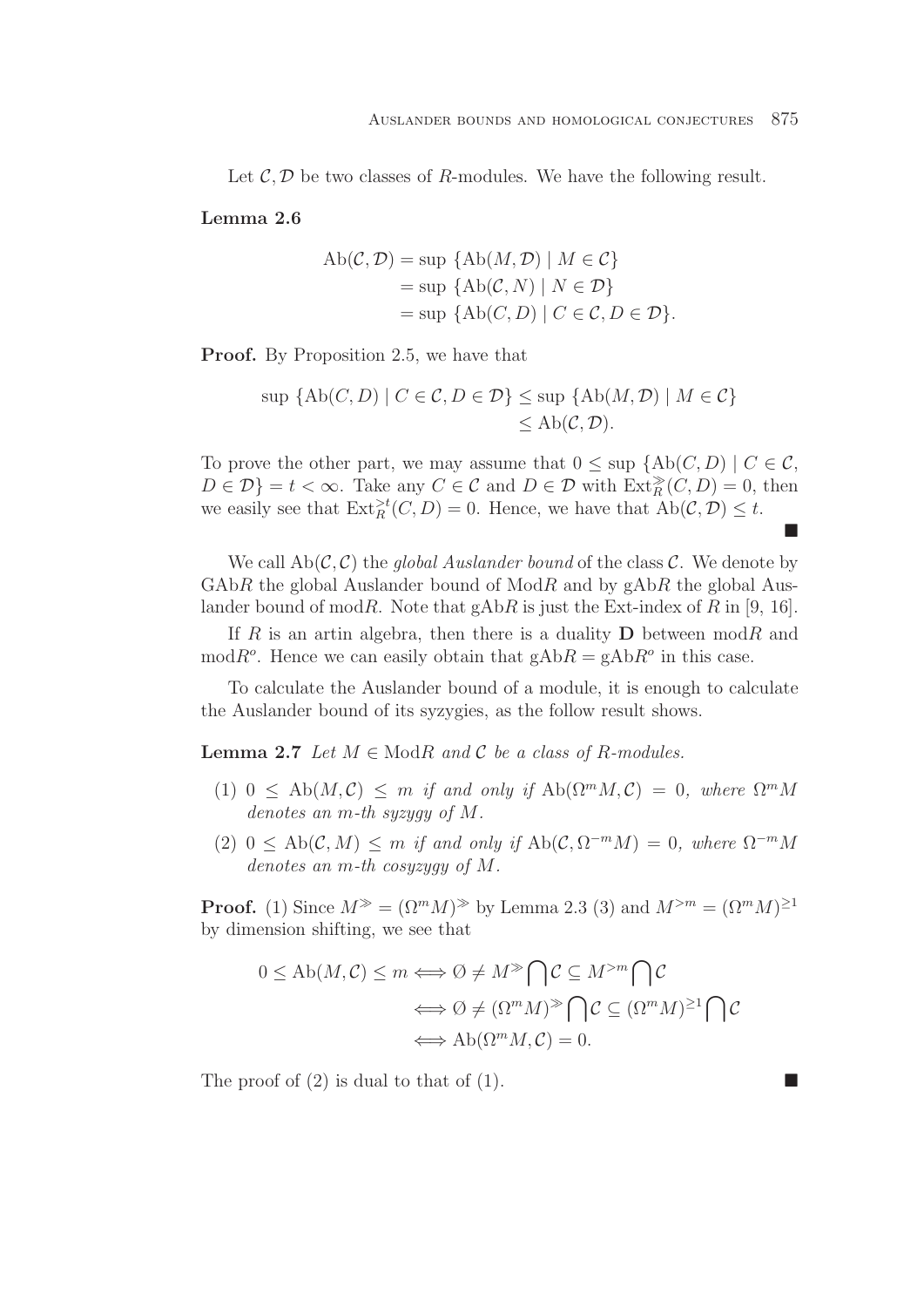Let $\mathcal{C}, \mathcal{D}$ be two classes of $R$-modules. We have the following result.

**Lemma 2.6**

$$
\begin{aligned}
\mathrm{Ab}(\mathcal{C}, \mathcal{D}) &= \sup\ \{\mathrm{Ab}(M, \mathcal{D}) \mid M \in \mathcal{C}\} \\
&= \sup\ \{\mathrm{Ab}(\mathcal{C}, N) \mid N \in \mathcal{D}\} \\
&= \sup\ \{\mathrm{Ab}(C, D) \mid C \in \mathcal{C}, D \in \mathcal{D}\}.
\end{aligned}
$$

**Proof.** By Proposition 2.5, we have that

$$
\begin{aligned}
\sup\ \{\mathrm{Ab}(C, D) \mid C \in \mathcal{C}, D \in \mathcal{D}\} &\leq \sup\ \{\mathrm{Ab}(M, \mathcal{D}) \mid M \in \mathcal{C}\} \\
&\leq \mathrm{Ab}(\mathcal{C}, \mathcal{D}).
\end{aligned}
$$

To prove the other part, we may assume that $0 \leq \sup\ \{\mathrm{Ab}(C, D) \mid C \in \mathcal{C}, D \in \mathcal{D}\} = t < \infty$. Take any $C \in \mathcal{C}$ and $D \in \mathcal{D}$ with $\mathrm{Ext}_R^{\gg}(C, D) = 0$, then we easily see that $\mathrm{Ext}_R^{>t}(C, D) = 0$. Hence, we have that $\mathrm{Ab}(\mathcal{C}, \mathcal{D}) \leq t$. ∎

We call $\mathrm{Ab}(\mathcal{C}, \mathcal{C})$ the *global Auslander bound* of the class $\mathcal{C}$. We denote by $\mathrm{GAb}R$ the global Auslander bound of $\mathrm{Mod}R$ and by $\mathrm{gAb}R$ the global Auslander bound of $\mathrm{mod}R$. Note that $\mathrm{gAb}R$ is just the Ext-index of $R$ in [9, 16].

If $R$ is an artin algebra, then there is a duality $\mathbf{D}$ between $\mathrm{mod}R$ and $\mathrm{mod}R^o$. Hence we can easily obtain that $\mathrm{gAb}R = \mathrm{gAb}R^o$ in this case.

To calculate the Auslander bound of a module, it is enough to calculate the Auslander bound of its syzygies, as the follow result shows.

**Lemma 2.7** *Let $M \in \mathrm{Mod}R$ and $\mathcal{C}$ be a class of $R$-modules.*

1. $0 \leq \mathrm{Ab}(M, \mathcal{C}) \leq m$ *if and only if* $\mathrm{Ab}(\Omega^m M, \mathcal{C}) = 0$, *where* $\Omega^m M$ *denotes an* $m$*-th syzygy of* $M$.
2. $0 \leq \mathrm{Ab}(\mathcal{C}, M) \leq m$ *if and only if* $\mathrm{Ab}(\mathcal{C}, \Omega^{-m} M) = 0$, *where* $\Omega^{-m} M$ *denotes an* $m$*-th cosyzygy of* $M$.

**Proof.** (1) Since $M^{\gg} = (\Omega^m M)^{\gg}$ by Lemma 2.3 (3) and $M^{>m} = (\Omega^m M)^{\geq 1}$ by dimension shifting, we see that

$$
\begin{aligned}
0 \leq \mathrm{Ab}(M, \mathcal{C}) \leq m &\Longleftrightarrow \emptyset \neq M^{\gg} \bigcap \mathcal{C} \subseteq M^{>m} \bigcap \mathcal{C} \\
&\Longleftrightarrow \emptyset \neq (\Omega^m M)^{\gg} \bigcap \mathcal{C} \subseteq (\Omega^m M)^{\geq 1} \bigcap \mathcal{C} \\
&\Longleftrightarrow \mathrm{Ab}(\Omega^m M, \mathcal{C}) = 0.
\end{aligned}
$$

The proof of (2) is dual to that of (1). ∎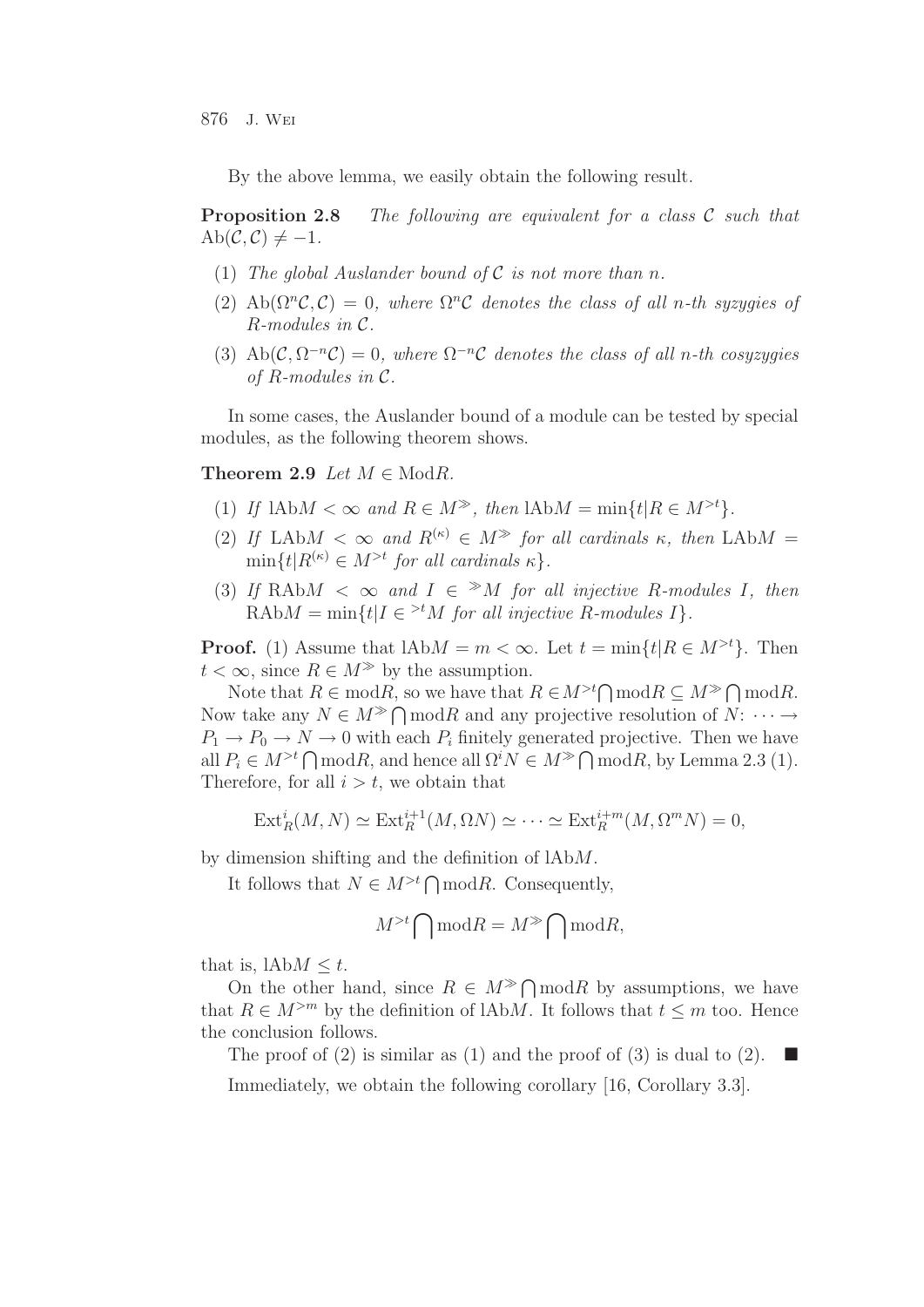By the above lemma, we easily obtain the following result.

**Proposition 2.8** *The following are equivalent for a class $\mathcal{C}$ such that $\mathrm{Ab}(\mathcal{C}, \mathcal{C}) \neq -1$.*

1. *The global Auslander bound of $\mathcal{C}$ is not more than $n$.*
2. *$\mathrm{Ab}(\Omega^n\mathcal{C}, \mathcal{C}) = 0$, where $\Omega^n\mathcal{C}$ denotes the class of all $n$-th syzygies of $R$-modules in $\mathcal{C}$.*
3. *$\mathrm{Ab}(\mathcal{C}, \Omega^{-n}\mathcal{C}) = 0$, where $\Omega^{-n}\mathcal{C}$ denotes the class of all $n$-th cosyzygies of $R$-modules in $\mathcal{C}$.*

In some cases, the Auslander bound of a module can be tested by special modules, as the following theorem shows.

**Theorem 2.9** *Let $M \in \mathrm{Mod}R$.*

1. *If $\mathrm{lAb}M < \infty$ and $R \in M^{\gg}$, then $\mathrm{lAb}M = \min\{t | R \in M^{>t}\}$.*
2. *If $\mathrm{LAb}M < \infty$ and $R^{(\kappa)} \in M^{\gg}$ for all cardinals $\kappa$, then $\mathrm{LAb}M = \min\{t | R^{(\kappa)} \in M^{>t}$ for all cardinals $\kappa\}$.*
3. *If $\mathrm{RAb}M < \infty$ and $I \in {}^{\gg}M$ for all injective $R$-modules $I$, then $\mathrm{RAb}M = \min\{t | I \in {}^{>t}M$ for all injective $R$-modules $I\}$.*

**Proof.** (1) Assume that $\mathrm{lAb}M = m < \infty$. Let $t = \min\{t | R \in M^{>t}\}$. Then $t < \infty$, since $R \in M^{\gg}$ by the assumption.

Note that $R \in \mathrm{mod}R$, so we have that $R \in M^{>t} \bigcap \mathrm{mod}R \subseteq M^{\gg} \bigcap \mathrm{mod}R$. Now take any $N \in M^{\gg} \bigcap \mathrm{mod}R$ and any projective resolution of $N$: $\cdots \to P_1 \to P_0 \to N \to 0$ with each $P_i$ finitely generated projective. Then we have all $P_i \in M^{>t} \bigcap \mathrm{mod}R$, and hence all $\Omega^i N \in M^{\gg} \bigcap \mathrm{mod}R$, by Lemma 2.3 (1). Therefore, for all $i > t$, we obtain that

$$\mathrm{Ext}^i_R(M, N) \simeq \mathrm{Ext}^{i+1}_R(M, \Omega N) \simeq \cdots \simeq \mathrm{Ext}^{i+m}_R(M, \Omega^m N) = 0,$$

by dimension shifting and the definition of $\mathrm{lAb}M$.

It follows that $N \in M^{>t} \bigcap \mathrm{mod}R$. Consequently,

$$M^{>t} \bigcap \mathrm{mod}R = M^{\gg} \bigcap \mathrm{mod}R,$$

that is, $\mathrm{lAb}M \leq t$.

On the other hand, since $R \in M^{\gg} \bigcap \mathrm{mod}R$ by assumptions, we have that $R \in M^{>m}$ by the definition of $\mathrm{lAb}M$. It follows that $t \leq m$ too. Hence the conclusion follows.

The proof of (2) is similar as (1) and the proof of (3) is dual to (2). ■

Immediately, we obtain the following corollary [16, Corollary 3.3].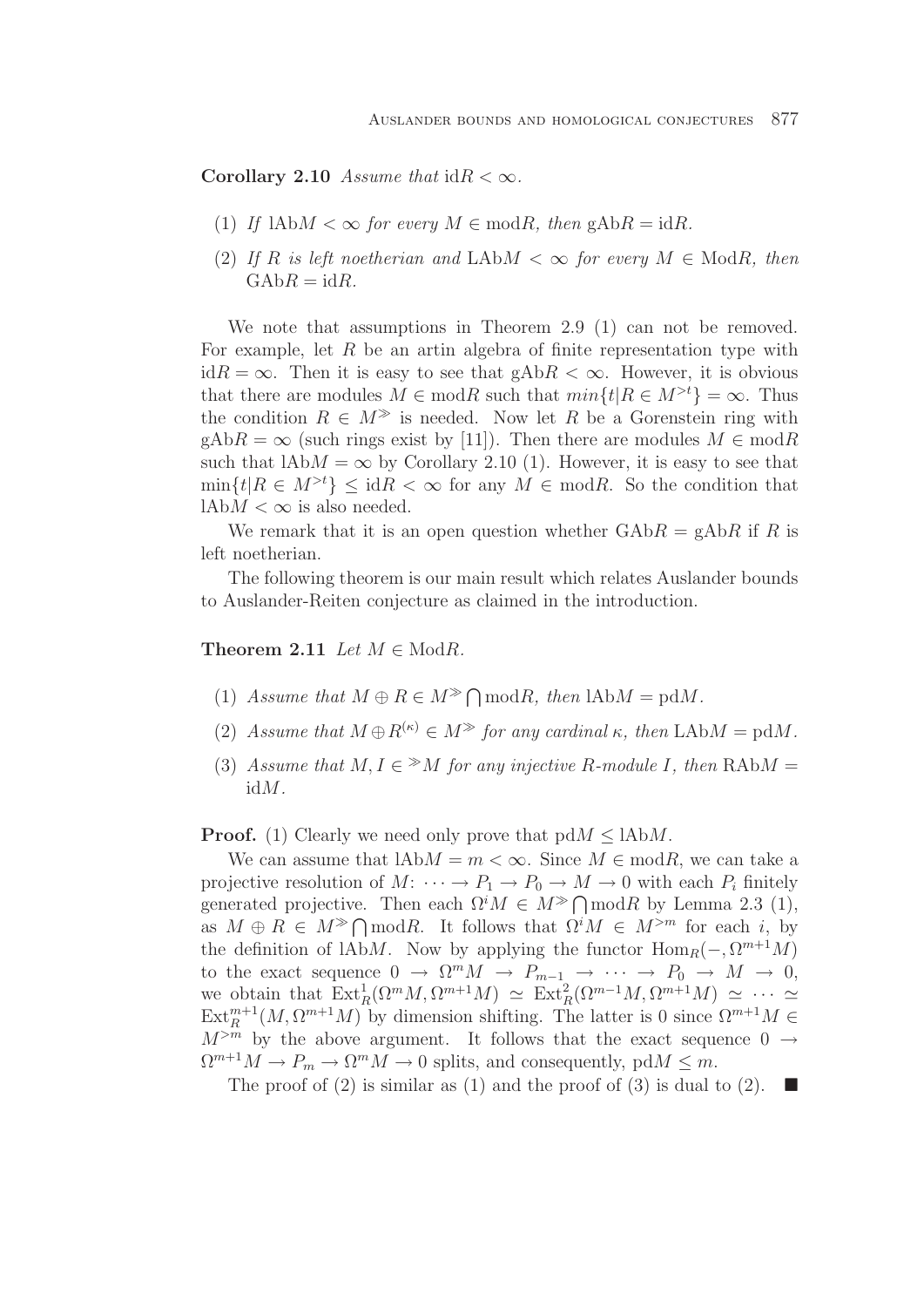**Corollary 2.10** *Assume that* $\mathrm{id}R < \infty$.

(1) *If* $\mathrm{lAb}M < \infty$ *for every* $M \in \mathrm{mod}R$, *then* $\mathrm{gAb}R = \mathrm{id}R$.

(2) *If* $R$ *is left noetherian and* $\mathrm{LAb}M < \infty$ *for every* $M \in \mathrm{Mod}R$, *then* $\mathrm{GAb}R = \mathrm{id}R$.

We note that assumptions in Theorem 2.9 (1) can not be removed. For example, let $R$ be an artin algebra of finite representation type with $\mathrm{id}R = \infty$. Then it is easy to see that $\mathrm{gAb}R < \infty$. However, it is obvious that there are modules $M \in \mathrm{mod}R$ such that $min\{t | R \in M^{>t}\} = \infty$. Thus the condition $R \in M^{\gg}$ is needed. Now let $R$ be a Gorenstein ring with $\mathrm{gAb}R = \infty$ (such rings exist by [11]). Then there are modules $M \in \mathrm{mod}R$ such that $\mathrm{lAb}M = \infty$ by Corollary 2.10 (1). However, it is easy to see that $\min\{t | R \in M^{>t}\} \leq \mathrm{id}R < \infty$ for any $M \in \mathrm{mod}R$. So the condition that $\mathrm{lAb}M < \infty$ is also needed.

We remark that it is an open question whether $\mathrm{GAb}R = \mathrm{gAb}R$ if $R$ is left noetherian.

The following theorem is our main result which relates Auslander bounds to Auslander-Reiten conjecture as claimed in the introduction.

**Theorem 2.11** *Let* $M \in \mathrm{Mod}R$.

(1) *Assume that* $M \oplus R \in M^{\gg} \bigcap \mathrm{mod}R$, *then* $\mathrm{lAb}M = \mathrm{pd}M$.

(2) *Assume that* $M \oplus R^{(\kappa)} \in M^{\gg}$ *for any cardinal* $\kappa$, *then* $\mathrm{LAb}M = \mathrm{pd}M$.

(3) *Assume that* $M, I \in {}^{\gg}M$ *for any injective* $R$*-module* $I$, *then* $\mathrm{RAb}M = \mathrm{id}M$.

**Proof.** (1) Clearly we need only prove that $\mathrm{pd}M \leq \mathrm{lAb}M$.

We can assume that $\mathrm{lAb}M = m < \infty$. Since $M \in \mathrm{mod}R$, we can take a projective resolution of $M$: $\cdots \to P_1 \to P_0 \to M \to 0$ with each $P_i$ finitely generated projective. Then each $\Omega^i M \in M^{\gg} \bigcap \mathrm{mod}R$ by Lemma 2.3 (1), as $M \oplus R \in M^{\gg} \bigcap \mathrm{mod}R$. It follows that $\Omega^i M \in M^{>m}$ for each $i$, by the definition of $\mathrm{lAb}M$. Now by applying the functor $\mathrm{Hom}_R(-, \Omega^{m+1}M)$ to the exact sequence $0 \to \Omega^m M \to P_{m-1} \to \cdots \to P_0 \to M \to 0$, we obtain that $\mathrm{Ext}^1_R(\Omega^m M, \Omega^{m+1}M) \simeq \mathrm{Ext}^2_R(\Omega^{m-1}M, \Omega^{m+1}M) \simeq \cdots \simeq \mathrm{Ext}^{m+1}_R(M, \Omega^{m+1}M)$ by dimension shifting. The latter is 0 since $\Omega^{m+1}M \in M^{>m}$ by the above argument. It follows that the exact sequence $0 \to \Omega^{m+1}M \to P_m \to \Omega^m M \to 0$ splits, and consequently, $\mathrm{pd}M \leq m$.

The proof of (2) is similar as (1) and the proof of (3) is dual to (2). $\blacksquare$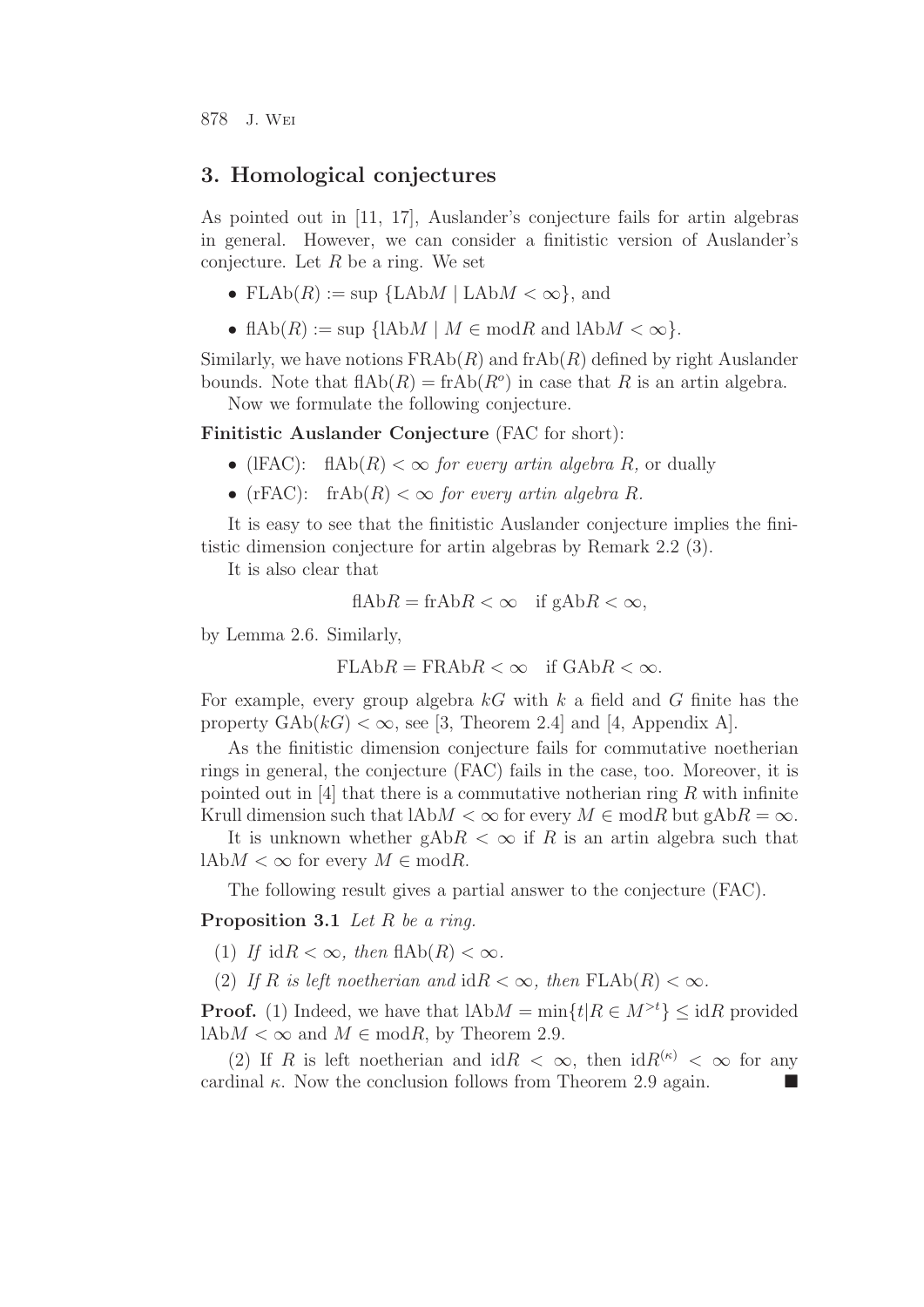## 3. Homological conjectures

As pointed out in [11, 17], Auslander's conjecture fails for artin algebras in general. However, we can consider a finitistic version of Auslander's conjecture. Let $R$ be a ring. We set

- $\mathrm{FLAb}(R) := \sup \{\mathrm{LAb}M \mid \mathrm{LAb}M < \infty\}$, and
- $\mathrm{flAb}(R) := \sup \{\mathrm{lAb}M \mid M \in \mathrm{mod}R \text{ and } \mathrm{lAb}M < \infty\}$.

Similarly, we have notions $\mathrm{FRAb}(R)$ and $\mathrm{frAb}(R)$ defined by right Auslander bounds. Note that $\mathrm{flAb}(R) = \mathrm{frAb}(R^o)$ in case that $R$ is an artin algebra.

Now we formulate the following conjecture.

**Finitistic Auslander Conjecture** (FAC for short):

- (lFAC): $\mathrm{flAb}(R) < \infty$ *for every artin algebra* $R$*,* or dually
- (rFAC): $\mathrm{frAb}(R) < \infty$ *for every artin algebra* $R$*.*

It is easy to see that the finitistic Auslander conjecture implies the finitistic dimension conjecture for artin algebras by Remark 2.2 (3).

It is also clear that

$$\mathrm{flAb}R = \mathrm{frAb}R < \infty \quad \text{if } \mathrm{gAb}R < \infty,$$

by Lemma 2.6. Similarly,

$$\mathrm{FLAb}R = \mathrm{FRAb}R < \infty \quad \text{if } \mathrm{GAb}R < \infty.$$

For example, every group algebra $kG$ with $k$ a field and $G$ finite has the property $\mathrm{GAb}(kG) < \infty$, see [3, Theorem 2.4] and [4, Appendix A].

As the finitistic dimension conjecture fails for commutative noetherian rings in general, the conjecture (FAC) fails in the case, too. Moreover, it is pointed out in [4] that there is a commutative notherian ring $R$ with infinite Krull dimension such that $\mathrm{lAb}M < \infty$ for every $M \in \mathrm{mod}R$ but $\mathrm{gAb}R = \infty$.

It is unknown whether $\mathrm{gAb}R < \infty$ if $R$ is an artin algebra such that $\mathrm{lAb}M < \infty$ for every $M \in \mathrm{mod}R$.

The following result gives a partial answer to the conjecture (FAC).

**Proposition 3.1** *Let* $R$ *be a ring.*

(1) *If* $\mathrm{id}R < \infty$*, then* $\mathrm{flAb}(R) < \infty$*.*

(2) *If* $R$ *is left noetherian and* $\mathrm{id}R < \infty$*, then* $\mathrm{FLAb}(R) < \infty$*.*

**Proof.** (1) Indeed, we have that $\mathrm{lAb}M = \min\{t | R \in M^{>t}\} \leq \mathrm{id}R$ provided $\mathrm{lAb}M < \infty$ and $M \in \mathrm{mod}R$, by Theorem 2.9.

(2) If $R$ is left noetherian and $\mathrm{id}R < \infty$, then $\mathrm{id}R^{(\kappa)} < \infty$ for any cardinal $\kappa$. Now the conclusion follows from Theorem 2.9 again. ■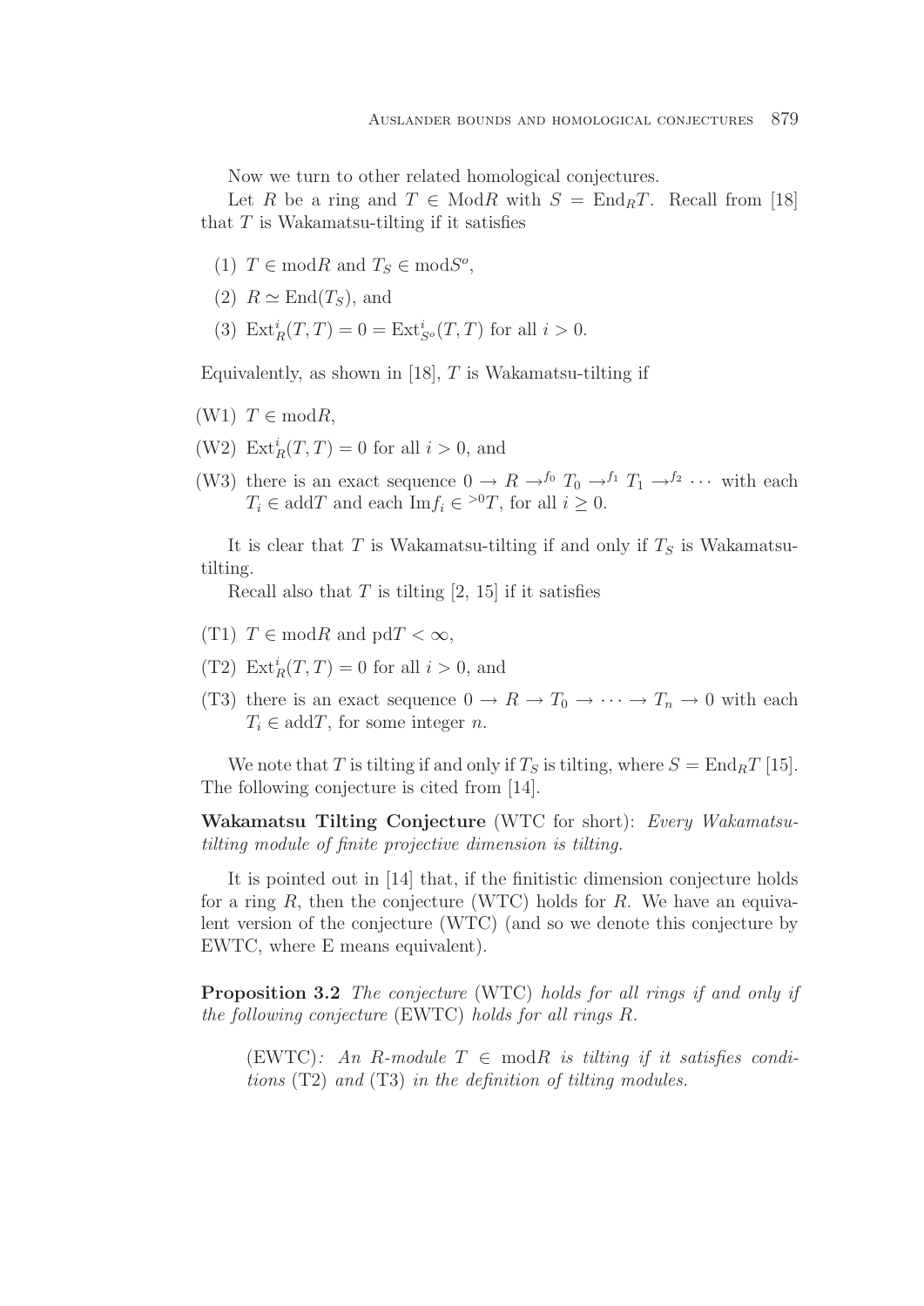Now we turn to other related homological conjectures.

Let $R$ be a ring and $T \in \mathrm{Mod}R$ with $S = \mathrm{End}_R T$. Recall from [18] that $T$ is Wakamatsu-tilting if it satisfies

(1) $T \in \mathrm{mod}R$ and $T_S \in \mathrm{mod}S^o$,

(2) $R \simeq \mathrm{End}(T_S)$, and

(3) $\mathrm{Ext}^i_R(T, T) = 0 = \mathrm{Ext}^i_{S^o}(T, T)$ for all $i > 0$.

Equivalently, as shown in [18], $T$ is Wakamatsu-tilting if

(W1) $T \in \mathrm{mod}R$,

(W2) $\mathrm{Ext}^i_R(T, T) = 0$ for all $i > 0$, and

(W3) there is an exact sequence $0 \to R \to^{f_0} T_0 \to^{f_1} T_1 \to^{f_2} \cdots$ with each $T_i \in \mathrm{add}T$ and each $\mathrm{Im} f_i \in {}^{>0}T$, for all $i \geq 0$.

It is clear that $T$ is Wakamatsu-tilting if and only if $T_S$ is Wakamatsu-tilting.

Recall also that $T$ is tilting [2, 15] if it satisfies

(T1) $T \in \mathrm{mod}R$ and $\mathrm{pd}T < \infty$,

(T2) $\mathrm{Ext}^i_R(T, T) = 0$ for all $i > 0$, and

(T3) there is an exact sequence $0 \to R \to T_0 \to \cdots \to T_n \to 0$ with each $T_i \in \mathrm{add}T$, for some integer $n$.

We note that $T$ is tilting if and only if $T_S$ is tilting, where $S = \mathrm{End}_R T$ [15]. The following conjecture is cited from [14].

**Wakamatsu Tilting Conjecture** (WTC for short): *Every Wakamatsu-tilting module of finite projective dimension is tilting.*

It is pointed out in [14] that, if the finitistic dimension conjecture holds for a ring $R$, then the conjecture (WTC) holds for $R$. We have an equivalent version of the conjecture (WTC) (and so we denote this conjecture by EWTC, where E means equivalent).

**Proposition 3.2** *The conjecture* (WTC) *holds for all rings if and only if the following conjecture* (EWTC) *holds for all rings $R$.*

> (EWTC)*: An $R$-module $T \in \mathrm{mod}R$ is tilting if it satisfies conditions* (T2) *and* (T3) *in the definition of tilting modules.*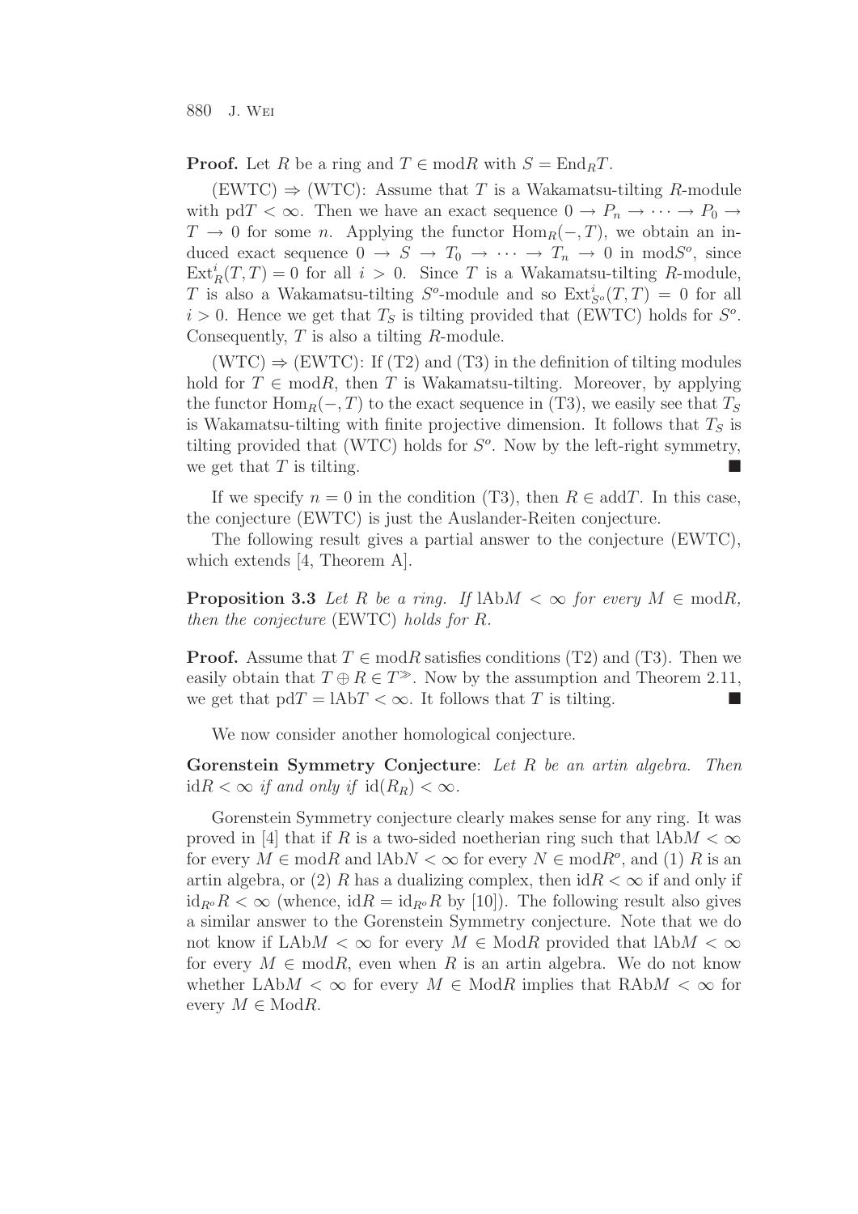**Proof.** Let $R$ be a ring and $T \in \text{mod}R$ with $S = \text{End}_R T$.

(EWTC) $\Rightarrow$ (WTC): Assume that $T$ is a Wakamatsu-tilting $R$-module with $\text{pd}T < \infty$. Then we have an exact sequence $0 \to P_n \to \cdots \to P_0 \to T \to 0$ for some $n$. Applying the functor $\text{Hom}_R(-, T)$, we obtain an induced exact sequence $0 \to S \to T_0 \to \cdots \to T_n \to 0$ in $\text{mod}S^o$, since $\text{Ext}^i_R(T, T) = 0$ for all $i > 0$. Since $T$ is a Wakamatsu-tilting $R$-module, $T$ is also a Wakamatsu-tilting $S^o$-module and so $\text{Ext}^i_{S^o}(T, T) = 0$ for all $i > 0$. Hence we get that $T_S$ is tilting provided that (EWTC) holds for $S^o$. Consequently, $T$ is also a tilting $R$-module.

(WTC) $\Rightarrow$ (EWTC): If (T2) and (T3) in the definition of tilting modules hold for $T \in \text{mod}R$, then $T$ is Wakamatsu-tilting. Moreover, by applying the functor $\text{Hom}_R(-, T)$ to the exact sequence in (T3), we easily see that $T_S$ is Wakamatsu-tilting with finite projective dimension. It follows that $T_S$ is tilting provided that (WTC) holds for $S^o$. Now by the left-right symmetry, we get that $T$ is tilting. ■

If we specify $n = 0$ in the condition (T3), then $R \in \text{add}T$. In this case, the conjecture (EWTC) is just the Auslander-Reiten conjecture.

The following result gives a partial answer to the conjecture (EWTC), which extends [4, Theorem A].

**Proposition 3.3** *Let $R$ be a ring. If* $\text{lAb}M < \infty$ *for every* $M \in \text{mod}R$, *then the conjecture* (EWTC) *holds for* $R$.

**Proof.** Assume that $T \in \text{mod}R$ satisfies conditions (T2) and (T3). Then we easily obtain that $T \oplus R \in T^{\gg}$. Now by the assumption and Theorem 2.11, we get that $\text{pd}T = \text{lAb}T < \infty$. It follows that $T$ is tilting. ■

We now consider another homological conjecture.

**Gorenstein Symmetry Conjecture**: *Let $R$ be an artin algebra. Then* $\text{id}R < \infty$ *if and only if* $\text{id}(R_R) < \infty$.

Gorenstein Symmetry conjecture clearly makes sense for any ring. It was proved in [4] that if $R$ is a two-sided noetherian ring such that $\text{lAb}M < \infty$ for every $M \in \text{mod}R$ and $\text{lAb}N < \infty$ for every $N \in \text{mod}R^o$, and (1) $R$ is an artin algebra, or (2) $R$ has a dualizing complex, then $\text{id}R < \infty$ if and only if $\text{id}_{R^o}R < \infty$ (whence, $\text{id}R = \text{id}_{R^o}R$ by [10]). The following result also gives a similar answer to the Gorenstein Symmetry conjecture. Note that we do not know if $\text{LAb}M < \infty$ for every $M \in \text{Mod}R$ provided that $\text{lAb}M < \infty$ for every $M \in \text{mod}R$, even when $R$ is an artin algebra. We do not know whether $\text{LAb}M < \infty$ for every $M \in \text{Mod}R$ implies that $\text{RAb}M < \infty$ for every $M \in \text{Mod}R$.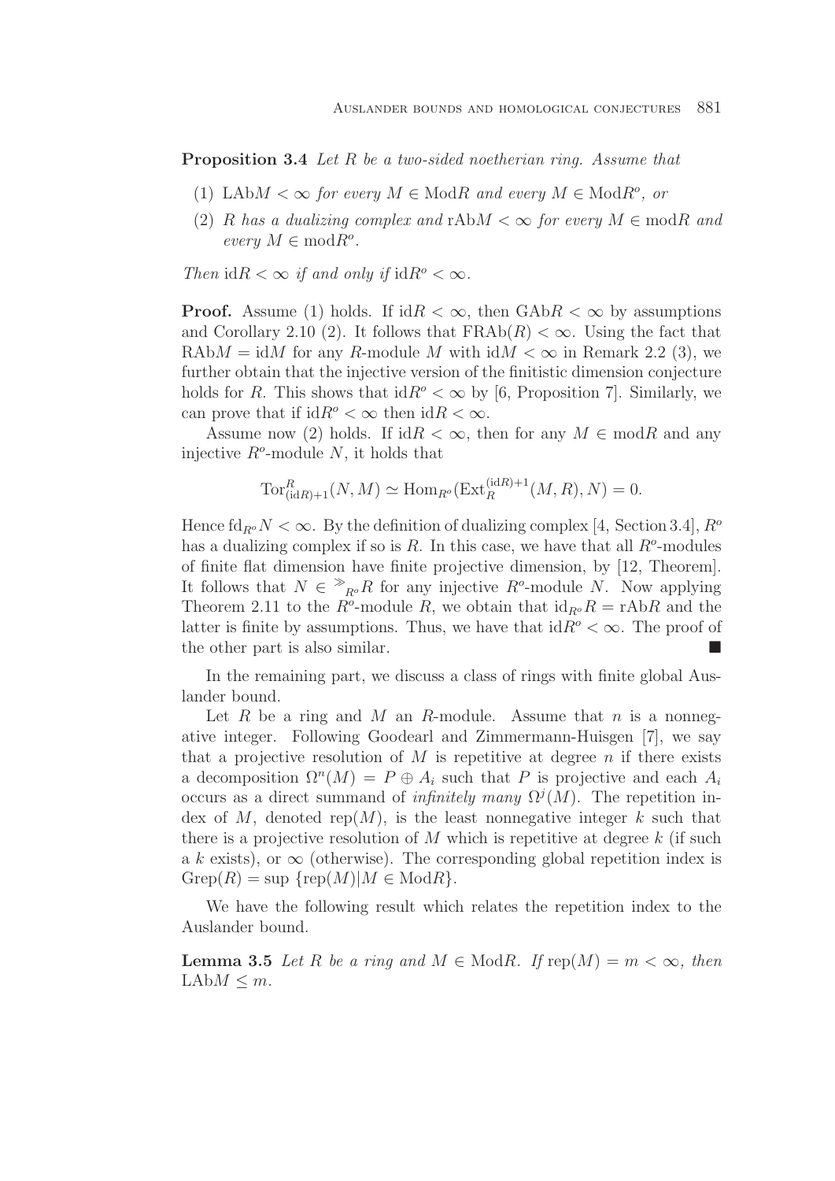**Proposition 3.4** *Let $R$ be a two-sided noetherian ring. Assume that*

1. *$\mathrm{LAb}M < \infty$ for every $M \in \mathrm{Mod}R$ and every $M \in \mathrm{Mod}R^o$, or*
2. *$R$ has a dualizing complex and $\mathrm{rAb}M < \infty$ for every $M \in \mathrm{mod}R$ and every $M \in \mathrm{mod}R^o$.*

*Then $\mathrm{id}R < \infty$ if and only if $\mathrm{id}R^o < \infty$.*

**Proof.** Assume (1) holds. If $\mathrm{id}R < \infty$, then $\mathrm{GAb}R < \infty$ by assumptions and Corollary 2.10 (2). It follows that $\mathrm{FRAb}(R) < \infty$. Using the fact that $\mathrm{RAb}M = \mathrm{id}M$ for any $R$-module $M$ with $\mathrm{id}M < \infty$ in Remark 2.2 (3), we further obtain that the injective version of the finitistic dimension conjecture holds for $R$. This shows that $\mathrm{id}R^o < \infty$ by [6, Proposition 7]. Similarly, we can prove that if $\mathrm{id}R^o < \infty$ then $\mathrm{id}R < \infty$.

Assume now (2) holds. If $\mathrm{id}R < \infty$, then for any $M \in \mathrm{mod}R$ and any injective $R^o$-module $N$, it holds that

$$\mathrm{Tor}^R_{(\mathrm{id}R)+1}(N, M) \simeq \mathrm{Hom}_{R^o}(\mathrm{Ext}^{(\mathrm{id}R)+1}_R(M, R), N) = 0.$$

Hence $\mathrm{fd}_{R^o}N < \infty$. By the definition of dualizing complex [4, Section 3.4], $R^o$ has a dualizing complex if so is $R$. In this case, we have that all $R^o$-modules of finite flat dimension have finite projective dimension, by [12, Theorem]. It follows that $N \in {}^{\gg}{}_{R^o}R$ for any injective $R^o$-module $N$. Now applying Theorem 2.11 to the $R^o$-module $R$, we obtain that $\mathrm{id}_{R^o}R = \mathrm{rAb}R$ and the latter is finite by assumptions. Thus, we have that $\mathrm{id}R^o < \infty$. The proof of the other part is also similar. ■

In the remaining part, we discuss a class of rings with finite global Auslander bound.

Let $R$ be a ring and $M$ an $R$-module. Assume that $n$ is a nonnegative integer. Following Goodearl and Zimmermann-Huisgen [7], we say that a projective resolution of $M$ is repetitive at degree $n$ if there exists a decomposition $\Omega^n(M) = P \oplus A_i$ such that $P$ is projective and each $A_i$ occurs as a direct summand of *infinitely many* $\Omega^j(M)$. The repetition index of $M$, denoted $\mathrm{rep}(M)$, is the least nonnegative integer $k$ such that there is a projective resolution of $M$ which is repetitive at degree $k$ (if such a $k$ exists), or $\infty$ (otherwise). The corresponding global repetition index is $\mathrm{Grep}(R) = \sup\ \{\mathrm{rep}(M) | M \in \mathrm{Mod}R\}$.

We have the following result which relates the repetition index to the Auslander bound.

**Lemma 3.5** *Let $R$ be a ring and $M \in \mathrm{Mod}R$. If $\mathrm{rep}(M) = m < \infty$, then $\mathrm{LAb}M \leq m$.*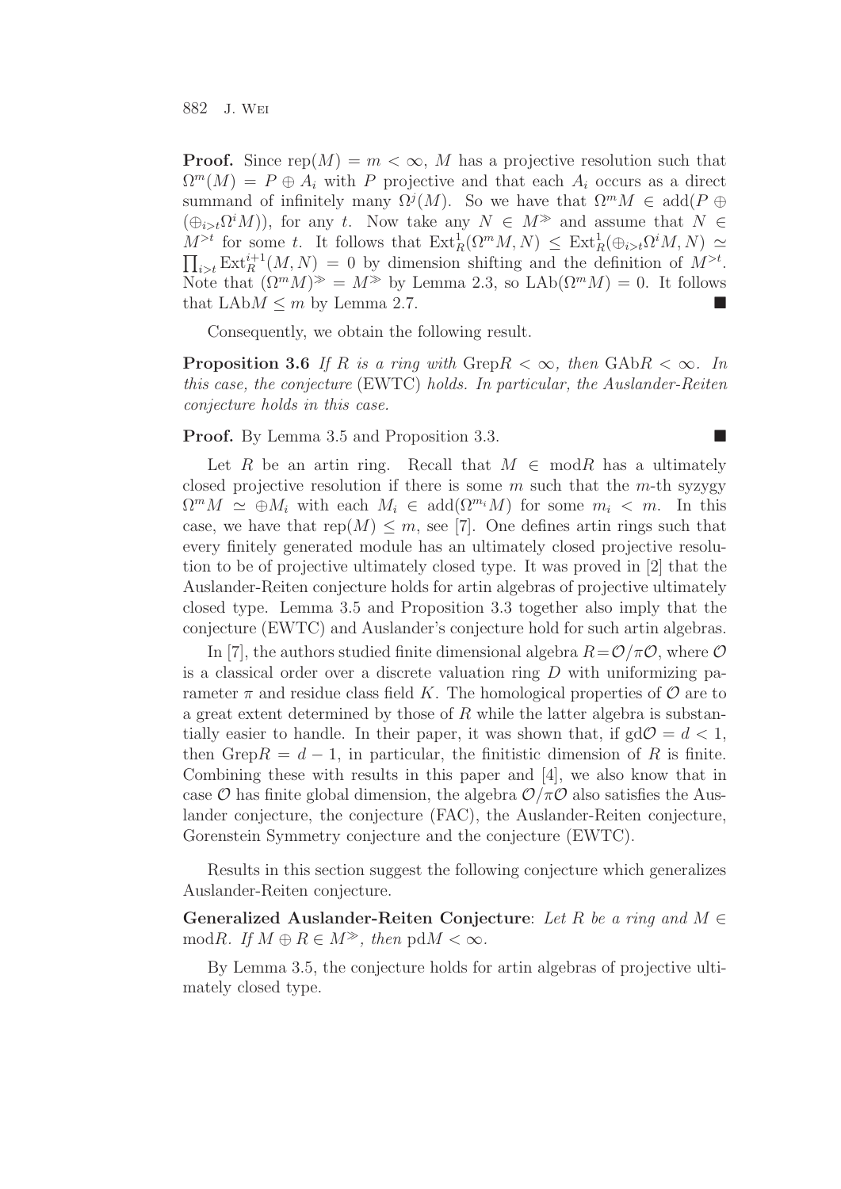**Proof.** Since $\mathrm{rep}(M) = m < \infty$, $M$ has a projective resolution such that $\Omega^m(M) = P \oplus A_i$ with $P$ projective and that each $A_i$ occurs as a direct summand of infinitely many $\Omega^j(M)$. So we have that $\Omega^m M \in \mathrm{add}(P \oplus (\oplus_{i>t}\Omega^i M))$, for any $t$. Now take any $N \in M^{\gg}$ and assume that $N \in M^{>t}$ for some $t$. It follows that $\mathrm{Ext}^1_R(\Omega^m M, N) \leq \mathrm{Ext}^1_R(\oplus_{i>t}\Omega^i M, N) \simeq \prod_{i>t} \mathrm{Ext}^{i+1}_R(M, N) = 0$ by dimension shifting and the definition of $M^{>t}$. Note that $(\Omega^m M)^{\gg} = M^{\gg}$ by Lemma 2.3, so $\mathrm{LAb}(\Omega^m M) = 0$. It follows that $\mathrm{LAb}M \leq m$ by Lemma 2.7. ■

Consequently, we obtain the following result.

**Proposition 3.6** *If $R$ is a ring with $\mathrm{Grep}R < \infty$, then $\mathrm{GAb}R < \infty$. In this case, the conjecture* (EWTC) *holds. In particular, the Auslander-Reiten conjecture holds in this case.*

**Proof.** By Lemma 3.5 and Proposition 3.3. ■

Let $R$ be an artin ring. Recall that $M \in \mathrm{mod}R$ has a ultimately closed projective resolution if there is some $m$ such that the $m$-th syzygy $\Omega^m M \simeq \oplus M_i$ with each $M_i \in \mathrm{add}(\Omega^{m_i} M)$ for some $m_i < m$. In this case, we have that $\mathrm{rep}(M) \leq m$, see [7]. One defines artin rings such that every finitely generated module has an ultimately closed projective resolution to be of projective ultimately closed type. It was proved in [2] that the Auslander-Reiten conjecture holds for artin algebras of projective ultimately closed type. Lemma 3.5 and Proposition 3.3 together also imply that the conjecture (EWTC) and Auslander's conjecture hold for such artin algebras.

In [7], the authors studied finite dimensional algebra $R = \mathcal{O}/\pi\mathcal{O}$, where $\mathcal{O}$ is a classical order over a discrete valuation ring $D$ with uniformizing parameter $\pi$ and residue class field $K$. The homological properties of $\mathcal{O}$ are to a great extent determined by those of $R$ while the latter algebra is substantially easier to handle. In their paper, it was shown that, if $\mathrm{gd}\mathcal{O} = d < 1$, then $\mathrm{Grep}R = d - 1$, in particular, the finitistic dimension of $R$ is finite. Combining these with results in this paper and [4], we also know that in case $\mathcal{O}$ has finite global dimension, the algebra $\mathcal{O}/\pi\mathcal{O}$ also satisfies the Auslander conjecture, the conjecture (FAC), the Auslander-Reiten conjecture, Gorenstein Symmetry conjecture and the conjecture (EWTC).

Results in this section suggest the following conjecture which generalizes Auslander-Reiten conjecture.

**Generalized Auslander-Reiten Conjecture**: *Let $R$ be a ring and $M \in \mathrm{mod}R$. If $M \oplus R \in M^{\gg}$, then $\mathrm{pd}M < \infty$.*

By Lemma 3.5, the conjecture holds for artin algebras of projective ultimately closed type.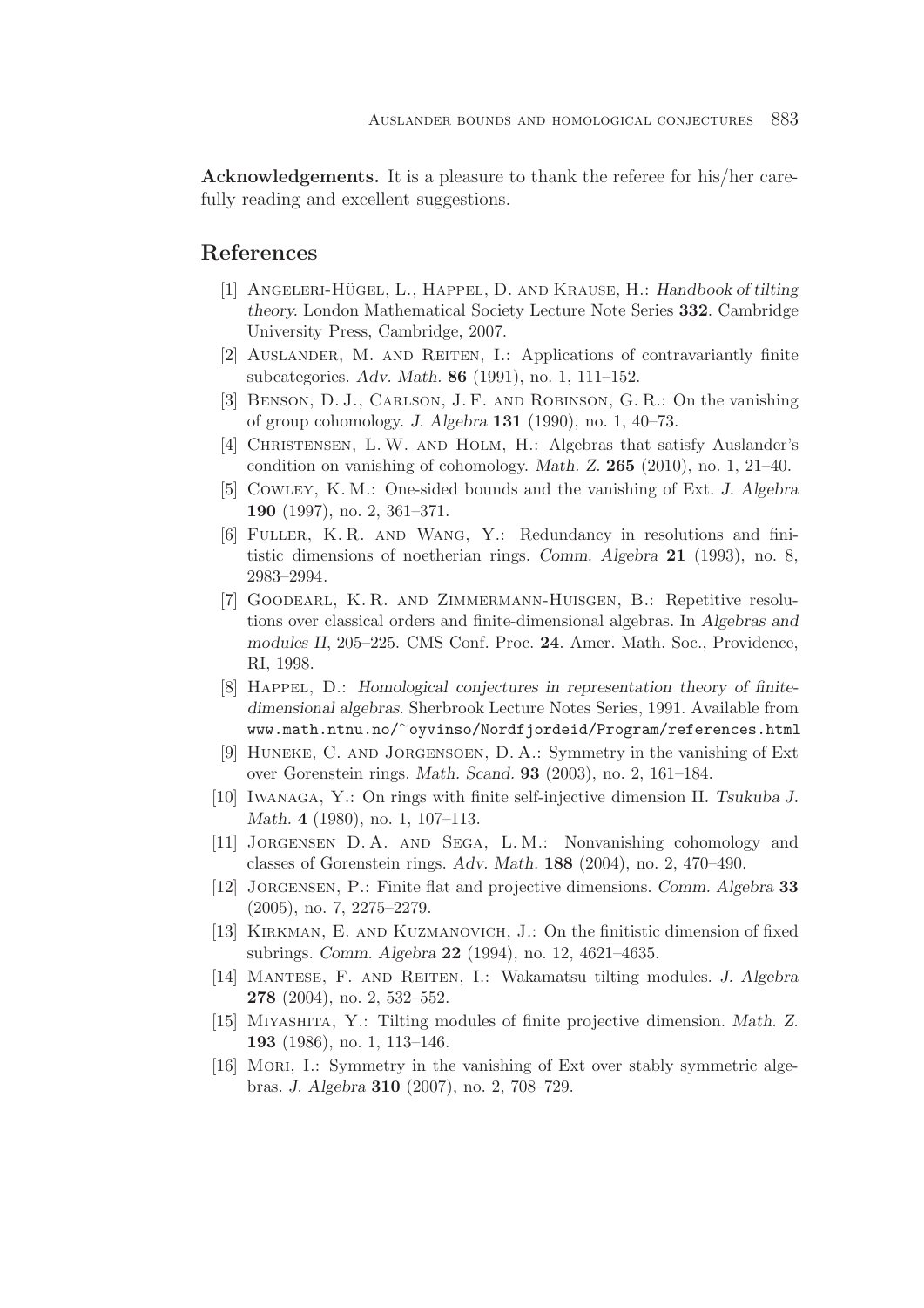**Acknowledgements.** It is a pleasure to thank the referee for his/her carefully reading and excellent suggestions.

## References

[1] Angeleri-Hügel, L., Happel, D. and Krause, H.: *Handbook of tilting theory*. London Mathematical Society Lecture Note Series **332**. Cambridge University Press, Cambridge, 2007.

[2] Auslander, M. and Reiten, I.: Applications of contravariantly finite subcategories. *Adv. Math.* **86** (1991), no. 1, 111–152.

[3] Benson, D. J., Carlson, J. F. and Robinson, G. R.: On the vanishing of group cohomology. *J. Algebra* **131** (1990), no. 1, 40–73.

[4] Christensen, L. W. and Holm, H.: Algebras that satisfy Auslander's condition on vanishing of cohomology. *Math. Z.* **265** (2010), no. 1, 21–40.

[5] Cowley, K. M.: One-sided bounds and the vanishing of Ext. *J. Algebra* **190** (1997), no. 2, 361–371.

[6] Fuller, K. R. and Wang, Y.: Redundancy in resolutions and finitistic dimensions of noetherian rings. *Comm. Algebra* **21** (1993), no. 8, 2983–2994.

[7] Goodearl, K. R. and Zimmermann-Huisgen, B.: Repetitive resolutions over classical orders and finite-dimensional algebras. In *Algebras and modules II*, 205–225. CMS Conf. Proc. **24**. Amer. Math. Soc., Providence, RI, 1998.

[8] Happel, D.: *Homological conjectures in representation theory of finite-dimensional algebras*. Sherbrook Lecture Notes Series, 1991. Available from www.math.ntnu.no/~oyvinso/Nordfjordeid/Program/references.html

[9] Huneke, C. and Jorgensoen, D. A.: Symmetry in the vanishing of Ext over Gorenstein rings. *Math. Scand.* **93** (2003), no. 2, 161–184.

[10] Iwanaga, Y.: On rings with finite self-injective dimension II. *Tsukuba J. Math.* **4** (1980), no. 1, 107–113.

[11] Jorgensen D. A. and Sega, L. M.: Nonvanishing cohomology and classes of Gorenstein rings. *Adv. Math.* **188** (2004), no. 2, 470–490.

[12] Jorgensen, P.: Finite flat and projective dimensions. *Comm. Algebra* **33** (2005), no. 7, 2275–2279.

[13] Kirkman, E. and Kuzmanovich, J.: On the finitistic dimension of fixed subrings. *Comm. Algebra* **22** (1994), no. 12, 4621–4635.

[14] Mantese, F. and Reiten, I.: Wakamatsu tilting modules. *J. Algebra* **278** (2004), no. 2, 532–552.

[15] Miyashita, Y.: Tilting modules of finite projective dimension. *Math. Z.* **193** (1986), no. 1, 113–146.

[16] Mori, I.: Symmetry in the vanishing of Ext over stably symmetric algebras. *J. Algebra* **310** (2007), no. 2, 708–729.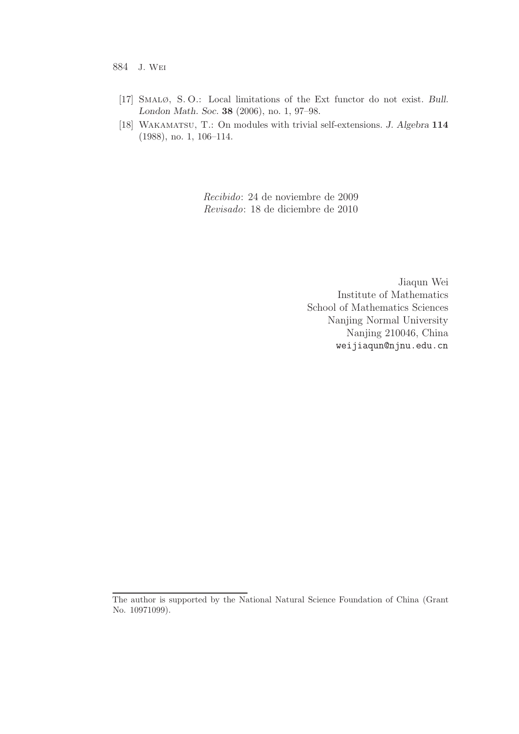[17] Smalø, S. O.: Local limitations of the Ext functor do not exist. *Bull. London Math. Soc.* **38** (2006), no. 1, 97–98.

[18] Wakamatsu, T.: On modules with trivial self-extensions. *J. Algebra* **114** (1988), no. 1, 106–114.

*Recibido*: 24 de noviembre de 2009
*Revisado*: 18 de diciembre de 2010

Jiaqun Wei
Institute of Mathematics
School of Mathematics Sciences
Nanjing Normal University
Nanjing 210046, China
weijiaqun@njnu.edu.cn

---

The author is supported by the National Natural Science Foundation of China (Grant No. 10971099).